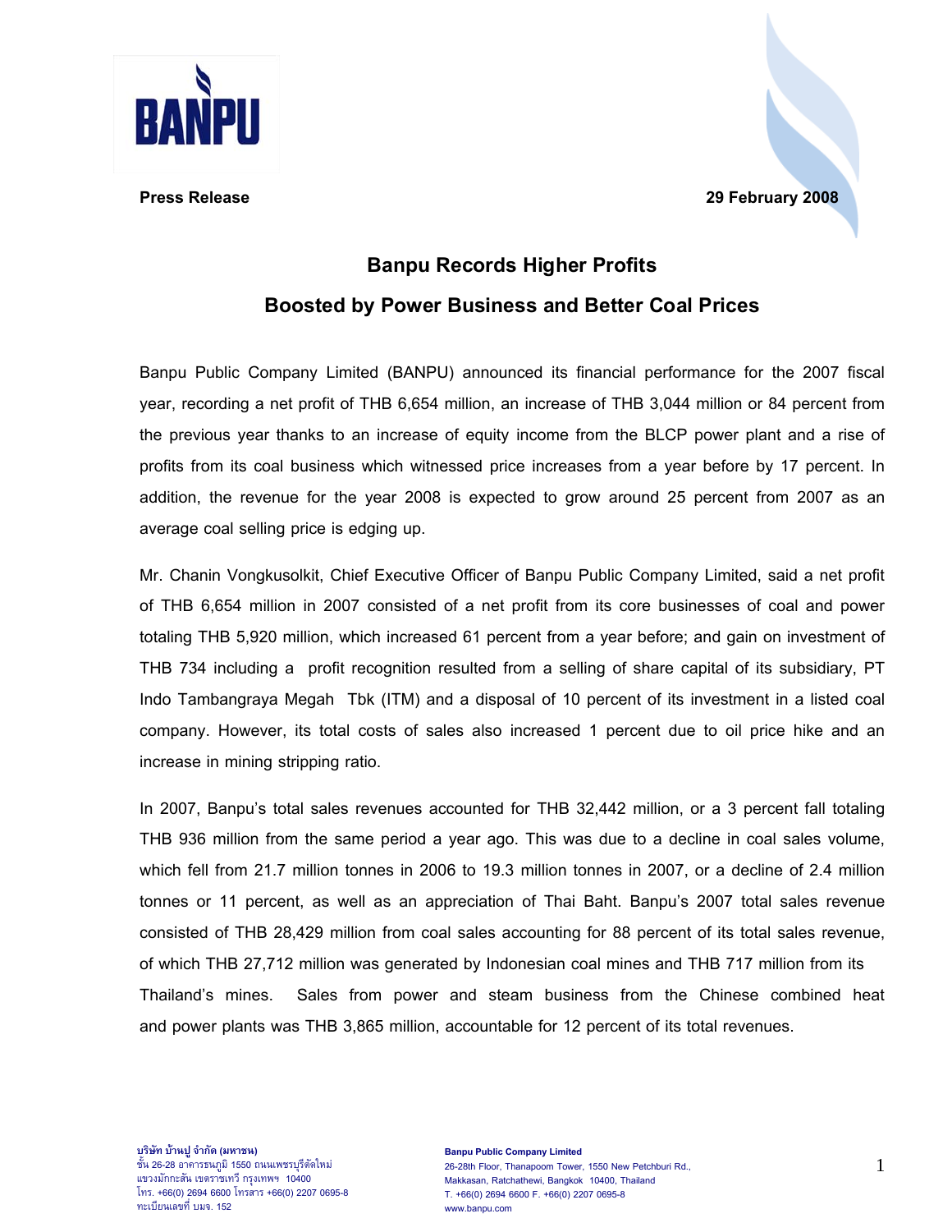**Press Release** **29 February 2008**

## Banpu Records Higher Profits

## Boosted by Power Business and Better Coal Prices

Banpu Public Company Limited (BANPU) announced its financial performance for the 2007 fiscal year, recording a net profit of THB 6,654 million, an increase of THB 3,044 million or 84 percent from the previous year thanks to an increase of equity income from the BLCP power plant and a rise of profits from its coal business which witnessed price increases from a year before by 17 percent. In addition, the revenue for the year 2008 is expected to grow around 25 percent from 2007 as an average coal selling price is edging up.

Mr. Chanin Vongkusolkit, Chief Executive Officer of Banpu Public Company Limited, said a net profit of THB 6,654 million in 2007 consisted of a net profit from its core businesses of coal and power totaling THB 5,920 million, which increased 61 percent from a year before; and gain on investment of THB 734 including a profit recognition resulted from a selling of share capital of its subsidiary, PT Indo Tambangraya Megah Tbk (ITM) and a disposal of 10 percent of its investment in a listed coal company. However, its total costs of sales also increased 1 percent due to oil price hike and an increase in mining stripping ratio.

In 2007, Banpu's total sales revenues accounted for THB 32,442 million, or a 3 percent fall totaling THB 936 million from the same period a year ago. This was due to a decline in coal sales volume, which fell from 21.7 million tonnes in 2006 to 19.3 million tonnes in 2007, or a decline of 2.4 million tonnes or 11 percent, as well as an appreciation of Thai Baht. Banpu's 2007 total sales revenue consisted of THB 28,429 million from coal sales accounting for 88 percent of its total sales revenue, of which THB 27,712 million was generated by Indonesian coal mines and THB 717 million from its Thailand's mines. Sales from power and steam business from the Chinese combined heat and power plants was THB 3,865 million, accountable for 12 percent of its total revenues.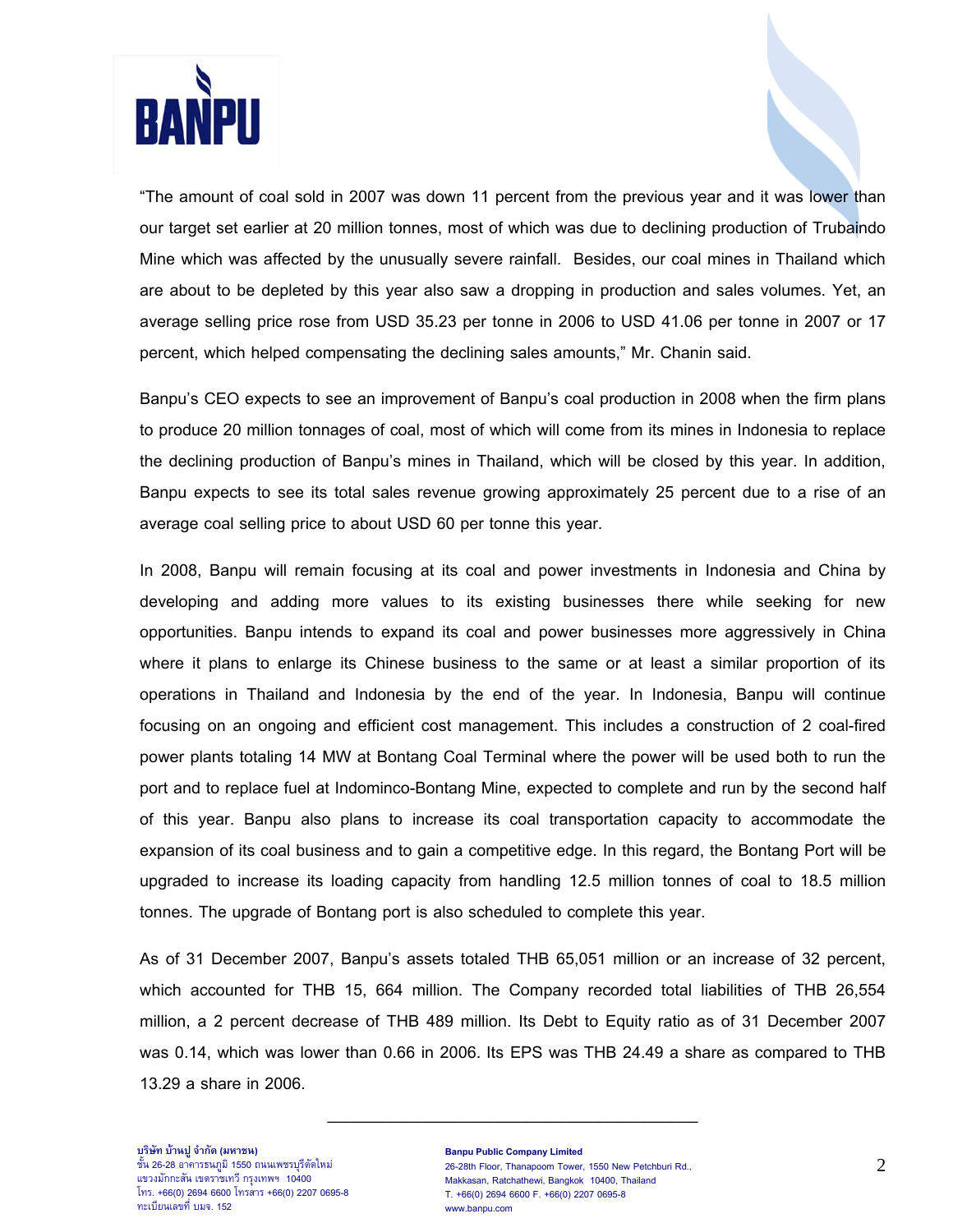"The amount of coal sold in 2007 was down 11 percent from the previous year and it was lower than our target set earlier at 20 million tonnes, most of which was due to declining production of Trubaindo Mine which was affected by the unusually severe rainfall. Besides, our coal mines in Thailand which are about to be depleted by this year also saw a dropping in production and sales volumes. Yet, an average selling price rose from USD 35.23 per tonne in 2006 to USD 41.06 per tonne in 2007 or 17 percent, which helped compensating the declining sales amounts," Mr. Chanin said.

Banpu's CEO expects to see an improvement of Banpu's coal production in 2008 when the firm plans to produce 20 million tonnages of coal, most of which will come from its mines in Indonesia to replace the declining production of Banpu's mines in Thailand, which will be closed by this year. In addition, Banpu expects to see its total sales revenue growing approximately 25 percent due to a rise of an average coal selling price to about USD 60 per tonne this year.

In 2008, Banpu will remain focusing at its coal and power investments in Indonesia and China by developing and adding more values to its existing businesses there while seeking for new opportunities. Banpu intends to expand its coal and power businesses more aggressively in China where it plans to enlarge its Chinese business to the same or at least a similar proportion of its operations in Thailand and Indonesia by the end of the year. In Indonesia, Banpu will continue focusing on an ongoing and efficient cost management. This includes a construction of 2 coal-fired power plants totaling 14 MW at Bontang Coal Terminal where the power will be used both to run the port and to replace fuel at Indominco-Bontang Mine, expected to complete and run by the second half of this year. Banpu also plans to increase its coal transportation capacity to accommodate the expansion of its coal business and to gain a competitive edge. In this regard, the Bontang Port will be upgraded to increase its loading capacity from handling 12.5 million tonnes of coal to 18.5 million tonnes. The upgrade of Bontang port is also scheduled to complete this year.

As of 31 December 2007, Banpu's assets totaled THB 65,051 million or an increase of 32 percent, which accounted for THB 15, 664 million. The Company recorded total liabilities of THB 26,554 million, a 2 percent decrease of THB 489 million. Its Debt to Equity ratio as of 31 December 2007 was 0.14, which was lower than 0.66 in 2006. Its EPS was THB 24.49 a share as compared to THB 13.29 a share in 2006.

---

บริษัท บ้านปู จำกัด (มหาชน)
ชั้น 26-28 อาคารธนภูมิ 1550 ถนนเพชรบุรีตัดใหม่
แขวงมักกะสัน เขตราชเทวี กรุงเทพฯ 10400
โทร. +66(0) 2694 6600 โทรสาร +66(0) 2207 0695-8
ทะเบียนเลขที่ บมจ. 152

**Banpu Public Company Limited**
26-28th Floor, Thanapoom Tower, 1550 New Petchburi Rd.,
Makkasan, Ratchathewi, Bangkok 10400, Thailand
T. +66(0) 2694 6600 F. +66(0) 2207 0695-8
www.banpu.com